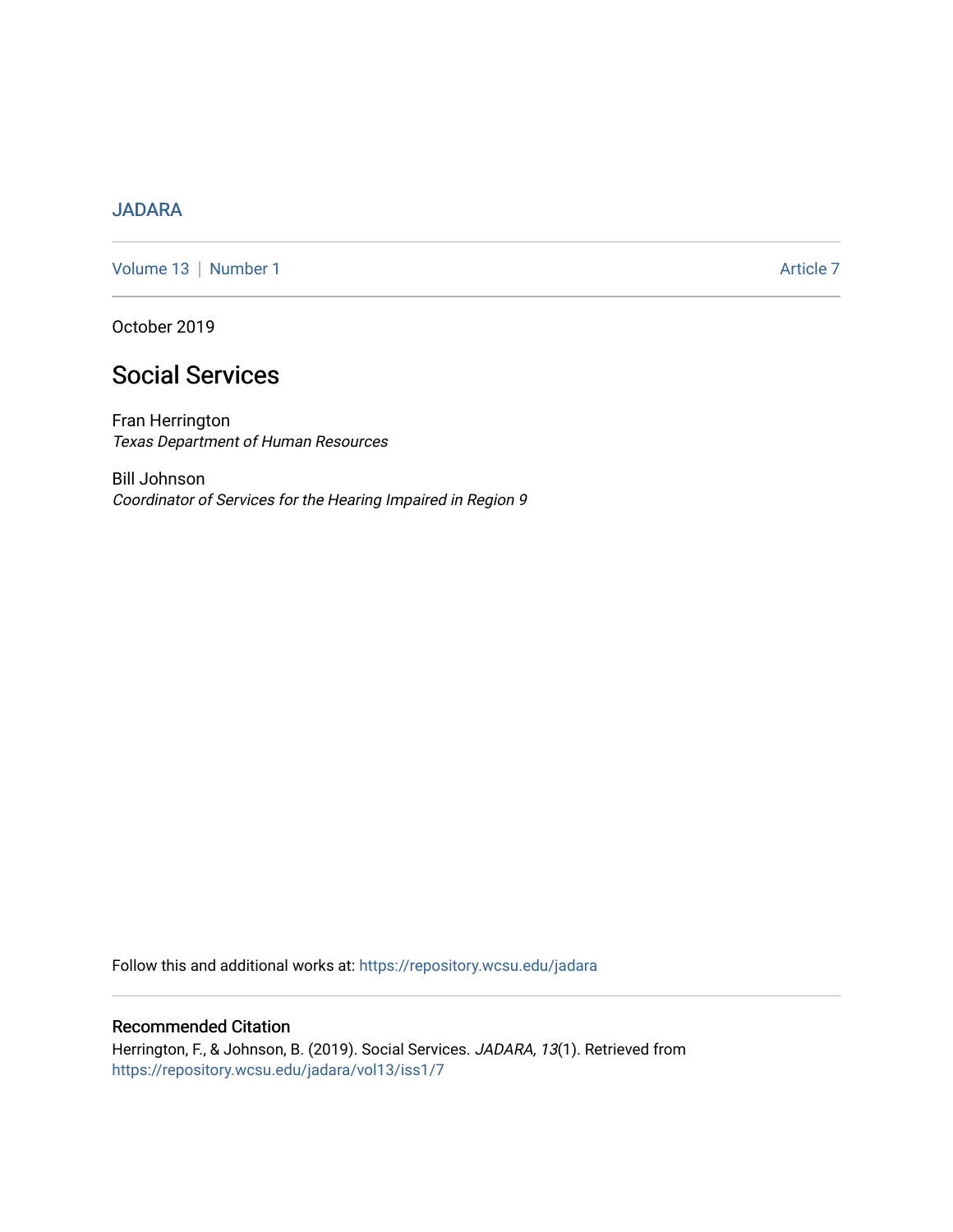JADARA

Volume 13 | Number 1 Article 7

October 2019

# Social Services

Fran Herrington
*Texas Department of Human Resources*

Bill Johnson
*Coordinator of Services for the Hearing Impaired in Region 9*

Follow this and additional works at: https://repository.wcsu.edu/jadara

## Recommended Citation

Herrington, F., & Johnson, B. (2019). Social Services. *JADARA, 13*(1). Retrieved from https://repository.wcsu.edu/jadara/vol13/iss1/7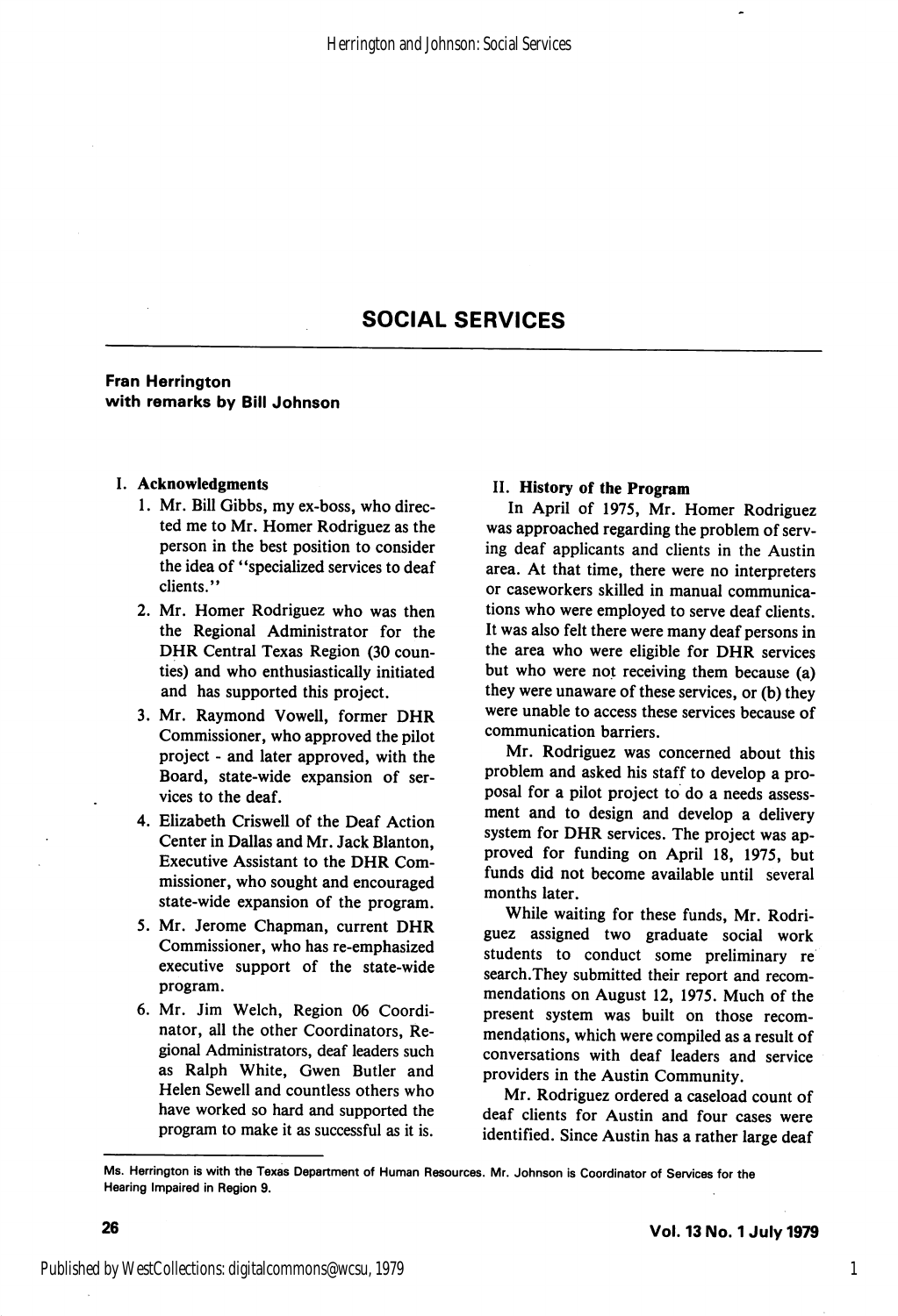# SOCIAL SERVICES

**Fran Herrington**
**with remarks by Bill Johnson**

## I. Acknowledgments

1. Mr. Bill Gibbs, my ex-boss, who directed me to Mr. Homer Rodriguez as the person in the best position to consider the idea of "specialized services to deaf clients."
2. Mr. Homer Rodriguez who was then the Regional Administrator for the DHR Central Texas Region (30 counties) and who enthusiastically initiated and has supported this project.
3. Mr. Raymond Vowell, former DHR Commissioner, who approved the pilot project - and later approved, with the Board, state-wide expansion of services to the deaf.
4. Elizabeth Criswell of the Deaf Action Center in Dallas and Mr. Jack Blanton, Executive Assistant to the DHR Commissioner, who sought and encouraged state-wide expansion of the program.
5. Mr. Jerome Chapman, current DHR Commissioner, who has re-emphasized executive support of the state-wide program.
6. Mr. Jim Welch, Region 06 Coordinator, all the other Coordinators, Regional Administrators, deaf leaders such as Ralph White, Gwen Butler and Helen Sewell and countless others who have worked so hard and supported the program to make it as successful as it is.

## II. History of the Program

In April of 1975, Mr. Homer Rodriguez was approached regarding the problem of serving deaf applicants and clients in the Austin area. At that time, there were no interpreters or caseworkers skilled in manual communications who were employed to serve deaf clients. It was also felt there were many deaf persons in the area who were eligible for DHR services but who were not receiving them because (a) they were unaware of these services, or (b) they were unable to access these services because of communication barriers.

Mr. Rodriguez was concerned about this problem and asked his staff to develop a proposal for a pilot project to do a needs assessment and to design and develop a delivery system for DHR services. The project was approved for funding on April 18, 1975, but funds did not become available until several months later.

While waiting for these funds, Mr. Rodriguez assigned two graduate social work students to conduct some preliminary research. They submitted their report and recommendations on August 12, 1975. Much of the present system was built on those recommendations, which were compiled as a result of conversations with deaf leaders and service providers in the Austin Community.

Mr. Rodriguez ordered a caseload count of deaf clients for Austin and four cases were identified. Since Austin has a rather large deaf

---

Ms. Herrington is with the Texas Department of Human Resources. Mr. Johnson is Coordinator of Services for the Hearing Impaired in Region 9.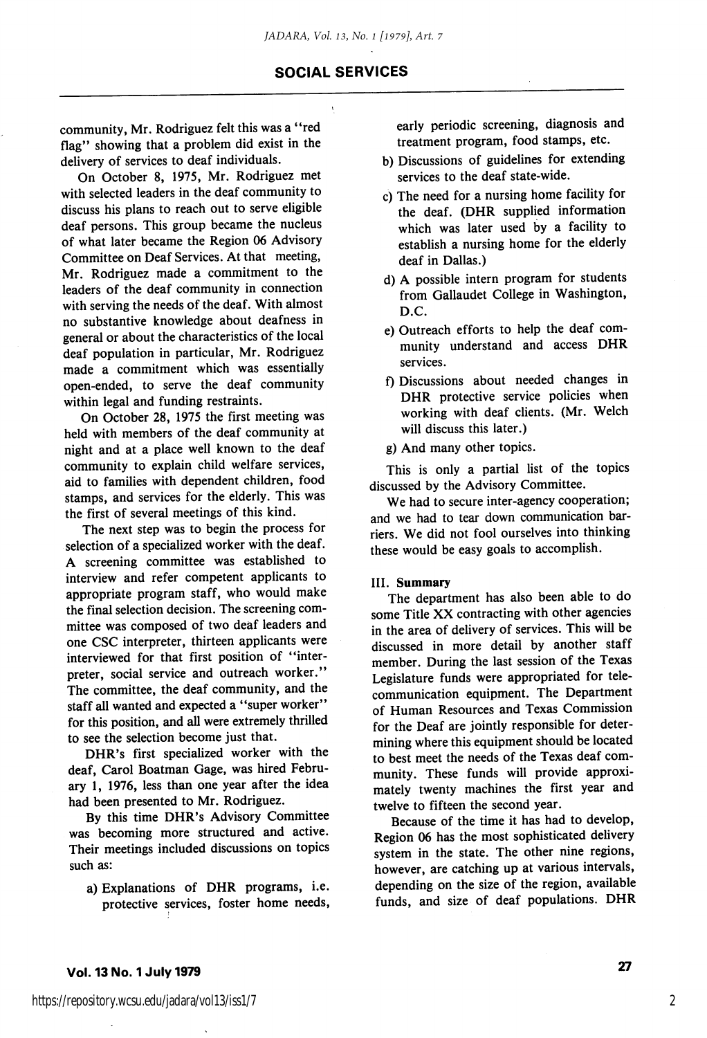community, Mr. Rodriguez felt this was a "red flag" showing that a problem did exist in the delivery of services to deaf individuals.

On October 8, 1975, Mr. Rodriguez met with selected leaders in the deaf community to discuss his plans to reach out to serve eligible deaf persons. This group became the nucleus of what later became the Region 06 Advisory Committee on Deaf Services. At that meeting, Mr. Rodriguez made a commitment to the leaders of the deaf community in connection with serving the needs of the deaf. With almost no substantive knowledge about deafness in general or about the characteristics of the local deaf population in particular, Mr. Rodriguez made a commitment which was essentially open-ended, to serve the deaf community within legal and funding restraints.

On October 28, 1975 the first meeting was held with members of the deaf community at night and at a place well known to the deaf community to explain child welfare services, aid to families with dependent children, food stamps, and services for the elderly. This was the first of several meetings of this kind.

The next step was to begin the process for selection of a specialized worker with the deaf. A screening committee was established to interview and refer competent applicants to appropriate program staff, who would make the final selection decision. The screening committee was composed of two deaf leaders and one CSC interpreter, thirteen applicants were interviewed for that first position of "interpreter, social service and outreach worker." The committee, the deaf community, and the staff all wanted and expected a "super worker" for this position, and all were extremely thrilled to see the selection become just that.

DHR's first specialized worker with the deaf, Carol Boatman Gage, was hired February 1, 1976, less than one year after the idea had been presented to Mr. Rodriguez.

By this time DHR's Advisory Committee was becoming more structured and active. Their meetings included discussions on topics such as:

a) Explanations of DHR programs, i.e. protective services, foster home needs, early periodic screening, diagnosis and treatment program, food stamps, etc.
b) Discussions of guidelines for extending services to the deaf state-wide.
c) The need for a nursing home facility for the deaf. (DHR supplied information which was later used by a facility to establish a nursing home for the elderly deaf in Dallas.)
d) A possible intern program for students from Gallaudet College in Washington, D.C.
e) Outreach efforts to help the deaf community understand and access DHR services.
f) Discussions about needed changes in DHR protective service policies when working with deaf clients. (Mr. Welch will discuss this later.)
g) And many other topics.

This is only a partial list of the topics discussed by the Advisory Committee.

We had to secure inter-agency cooperation; and we had to tear down communication barriers. We did not fool ourselves into thinking these would be easy goals to accomplish.

### III. Summary

The department has also been able to do some Title XX contracting with other agencies in the area of delivery of services. This will be discussed in more detail by another staff member. During the last session of the Texas Legislature funds were appropriated for telecommunication equipment. The Department of Human Resources and Texas Commission for the Deaf are jointly responsible for determining where this equipment should be located to best meet the needs of the Texas deaf community. These funds will provide approximately twenty machines the first year and twelve to fifteen the second year.

Because of the time it has had to develop, Region 06 has the most sophisticated delivery system in the state. The other nine regions, however, are catching up at various intervals, depending on the size of the region, available funds, and size of deaf populations. DHR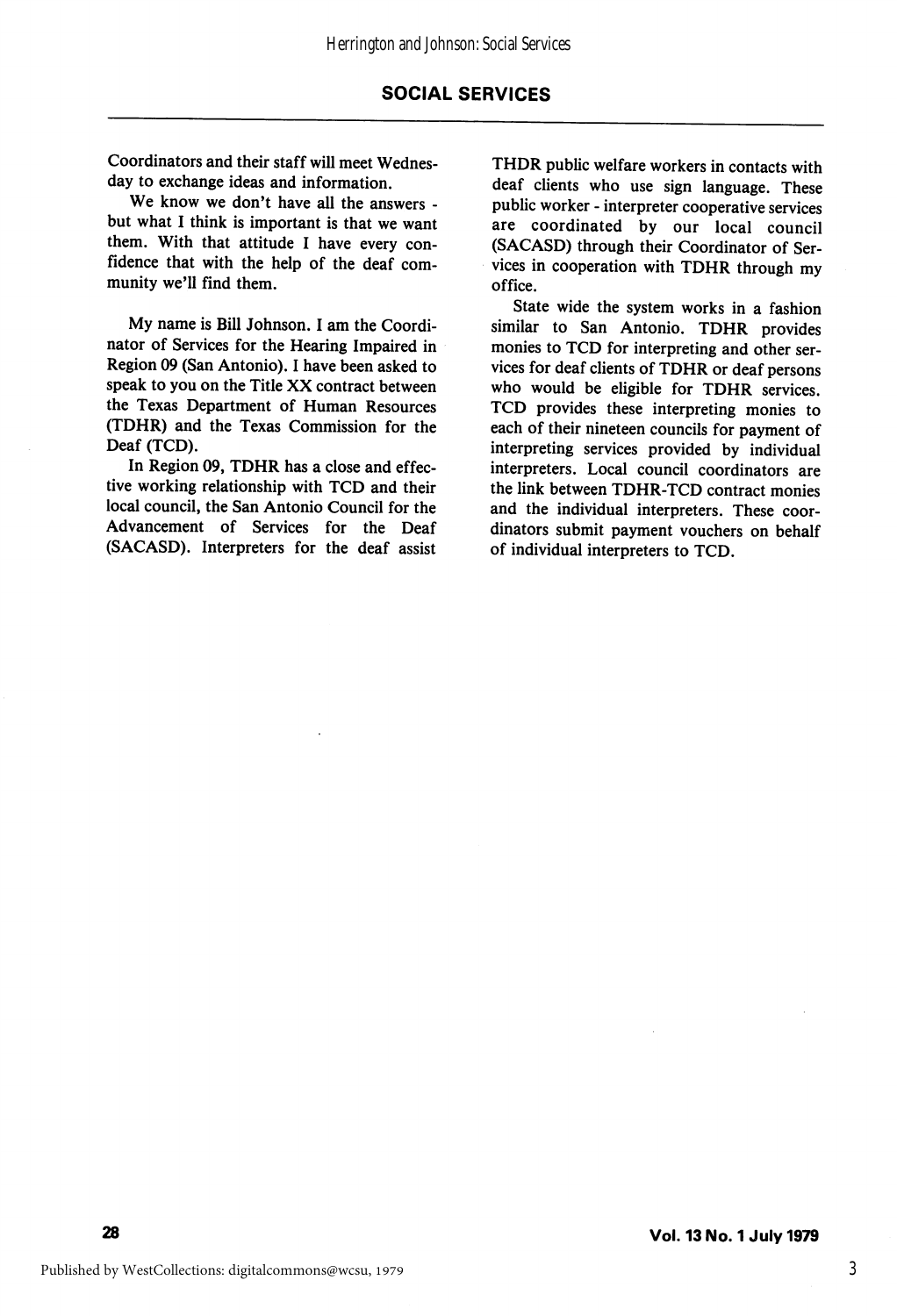Coordinators and their staff will meet Wednesday to exchange ideas and information.

We know we don't have all the answers - but what I think is important is that we want them. With that attitude I have every confidence that with the help of the deaf community we'll find them.

My name is Bill Johnson. I am the Coordinator of Services for the Hearing Impaired in Region 09 (San Antonio). I have been asked to speak to you on the Title XX contract between the Texas Department of Human Resources (TDHR) and the Texas Commission for the Deaf (TCD).

In Region 09, TDHR has a close and effective working relationship with TCD and their local council, the San Antonio Council for the Advancement of Services for the Deaf (SACASD). Interpreters for the deaf assist THDR public welfare workers in contacts with deaf clients who use sign language. These public worker - interpreter cooperative services are coordinated by our local council (SACASD) through their Coordinator of Services in cooperation with TDHR through my office.

State wide the system works in a fashion similar to San Antonio. TDHR provides monies to TCD for interpreting and other services for deaf clients of TDHR or deaf persons who would be eligible for TDHR services. TCD provides these interpreting monies to each of their nineteen councils for payment of interpreting services provided by individual interpreters. Local council coordinators are the link between TDHR-TCD contract monies and the individual interpreters. These coordinators submit payment vouchers on behalf of individual interpreters to TCD.